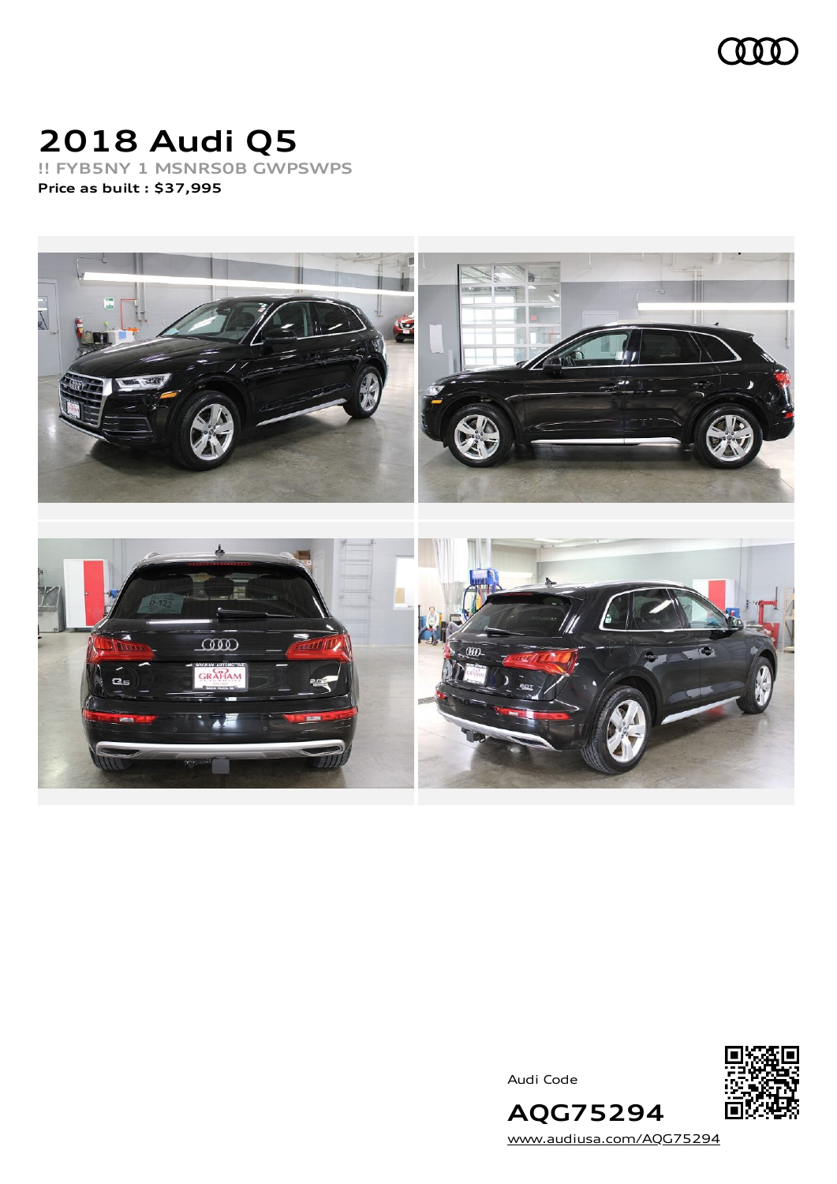# 2018 Audi Q5

**!! FYB5NY 1 MSNRS0B GWPSWPS**

**Price as built : $37,995**

Audi Code

**AQG75294**

www.audiusa.com/AQG75294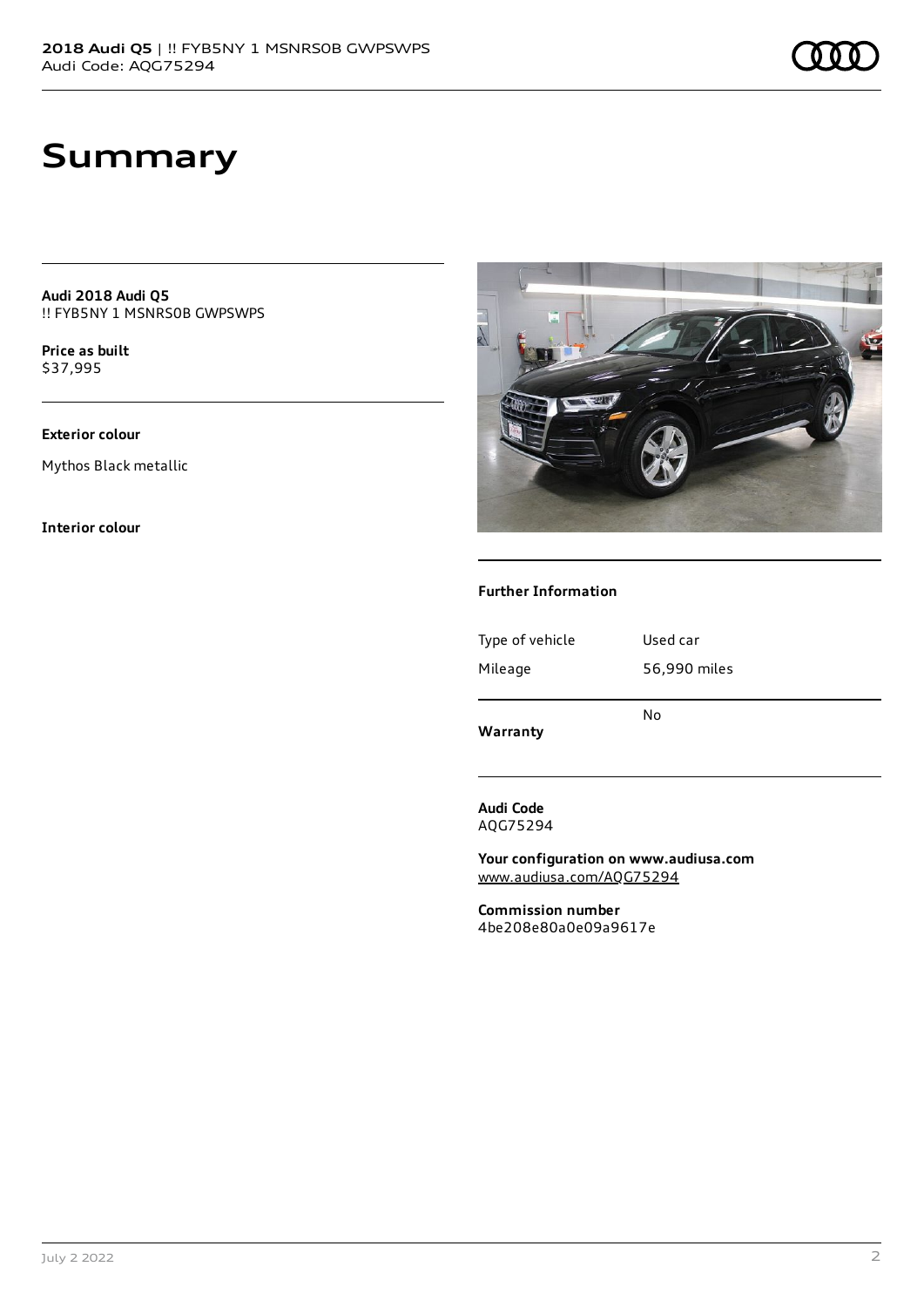# Summary

**Audi 2018 Audi Q5**
!! FYB5NY 1 MSNRS0B GWPSWPS

**Price as built**
$37,995

**Exterior colour**

Mythos Black metallic

**Interior colour**

### Further Information

| | |
|---|---|
| Type of vehicle | Used car |
| Mileage | 56,990 miles |
| **Warranty** | No |

**Audi Code**
AQG75294

**Your configuration on www.audiusa.com**
www.audiusa.com/AQG75294

**Commission number**
4be208e80a0e09a9617e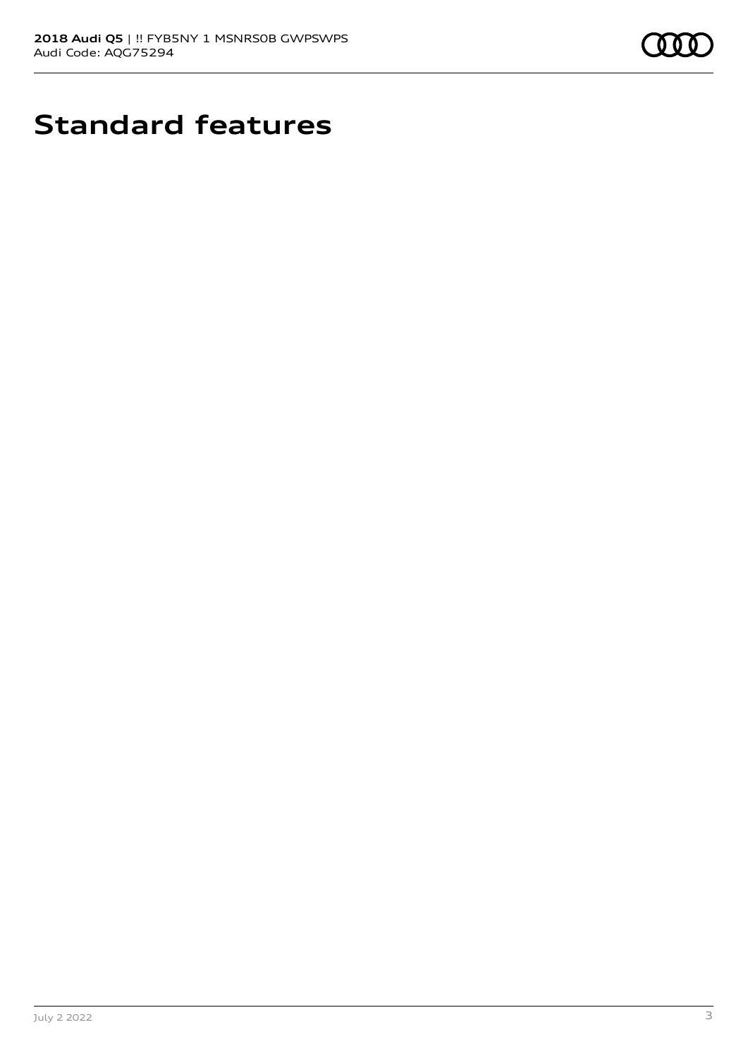# Standard features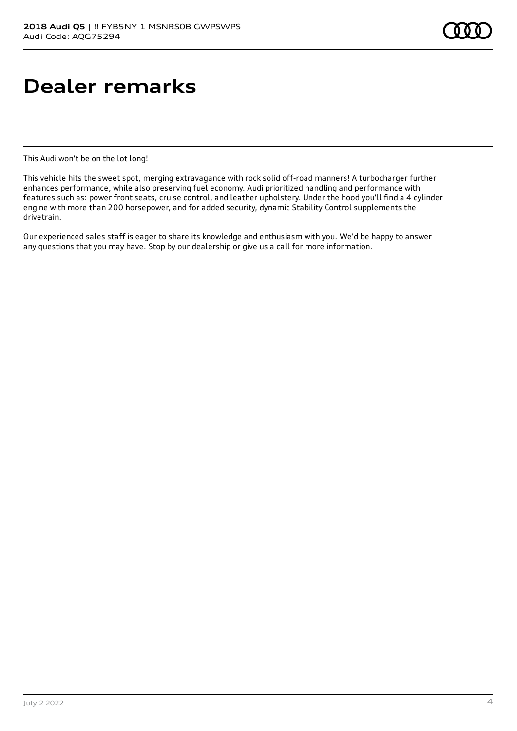# Dealer remarks

This Audi won't be on the lot long!

This vehicle hits the sweet spot, merging extravagance with rock solid off-road manners! A turbocharger further enhances performance, while also preserving fuel economy. Audi prioritized handling and performance with features such as: power front seats, cruise control, and leather upholstery. Under the hood you'll find a 4 cylinder engine with more than 200 horsepower, and for added security, dynamic Stability Control supplements the drivetrain.

Our experienced sales staff is eager to share its knowledge and enthusiasm with you. We'd be happy to answer any questions that you may have. Stop by our dealership or give us a call for more information.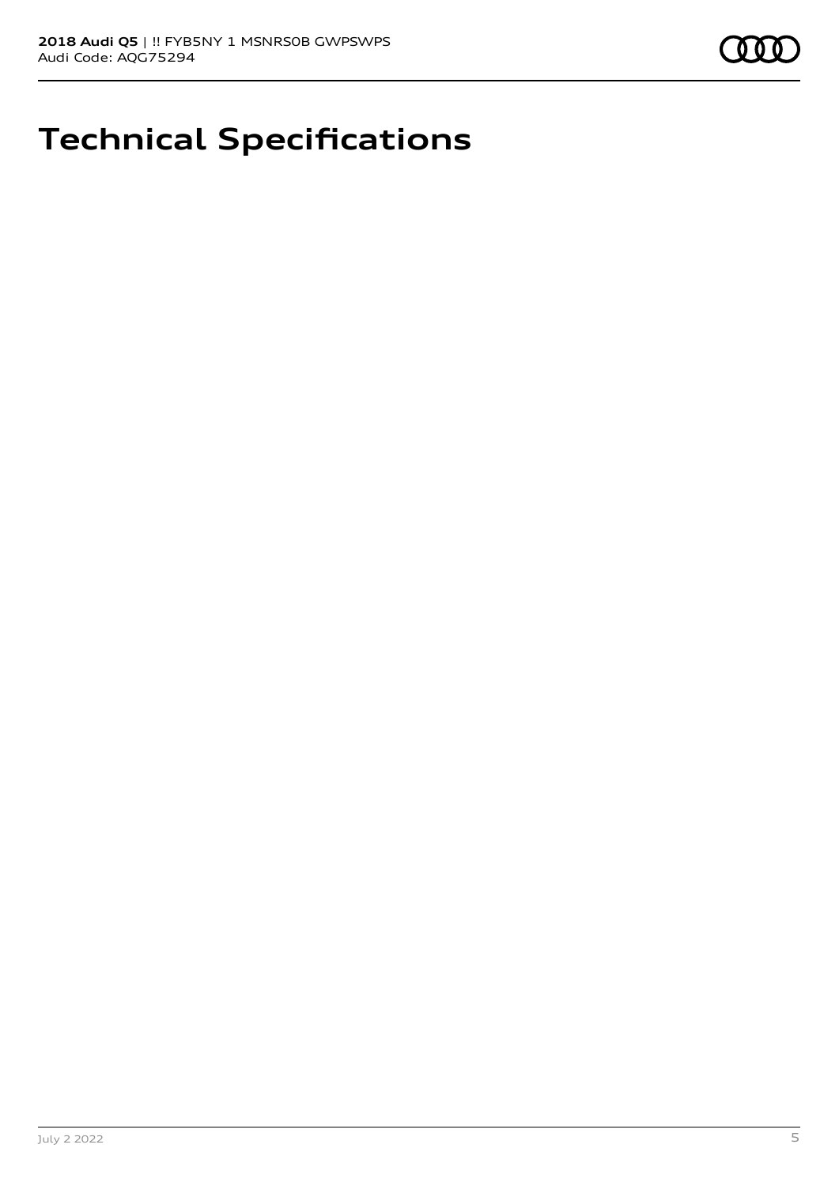# Technical Specifications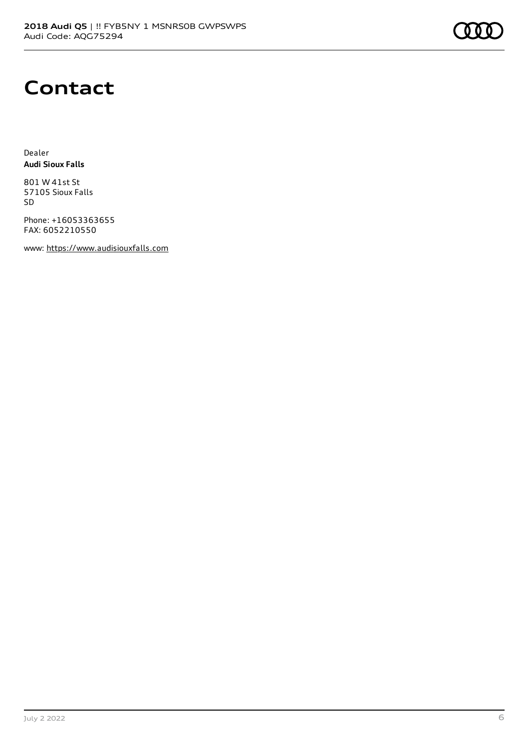# Contact

Dealer
**Audi Sioux Falls**

801 W 41st St
57105 Sioux Falls
SD

Phone: +16053363655
FAX: 6052210550

www: https://www.audisiouxfalls.com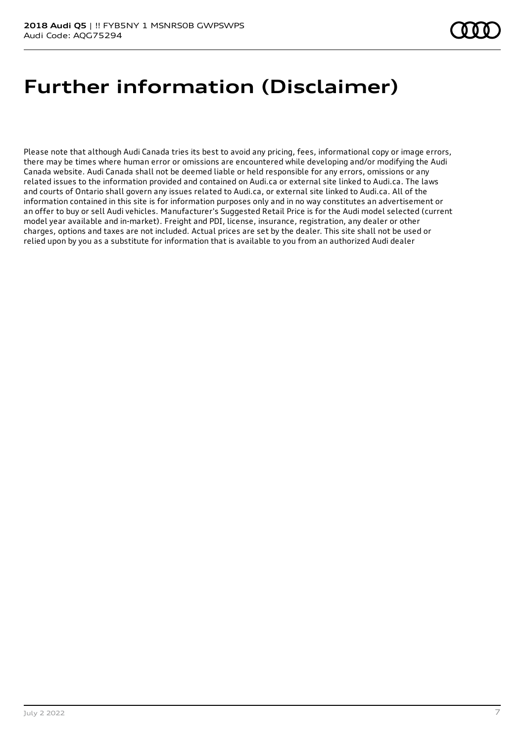# Further information (Disclaimer)

Please note that although Audi Canada tries its best to avoid any pricing, fees, informational copy or image errors, there may be times where human error or omissions are encountered while developing and/or modifying the Audi Canada website. Audi Canada shall not be deemed liable or held responsible for any errors, omissions or any related issues to the information provided and contained on Audi.ca or external site linked to Audi.ca. The laws and courts of Ontario shall govern any issues related to Audi.ca, or external site linked to Audi.ca. All of the information contained in this site is for information purposes only and in no way constitutes an advertisement or an offer to buy or sell Audi vehicles. Manufacturer's Suggested Retail Price is for the Audi model selected (current model year available and in-market). Freight and PDI, license, insurance, registration, any dealer or other charges, options and taxes are not included. Actual prices are set by the dealer. This site shall not be used or relied upon by you as a substitute for information that is available to you from an authorized Audi dealer